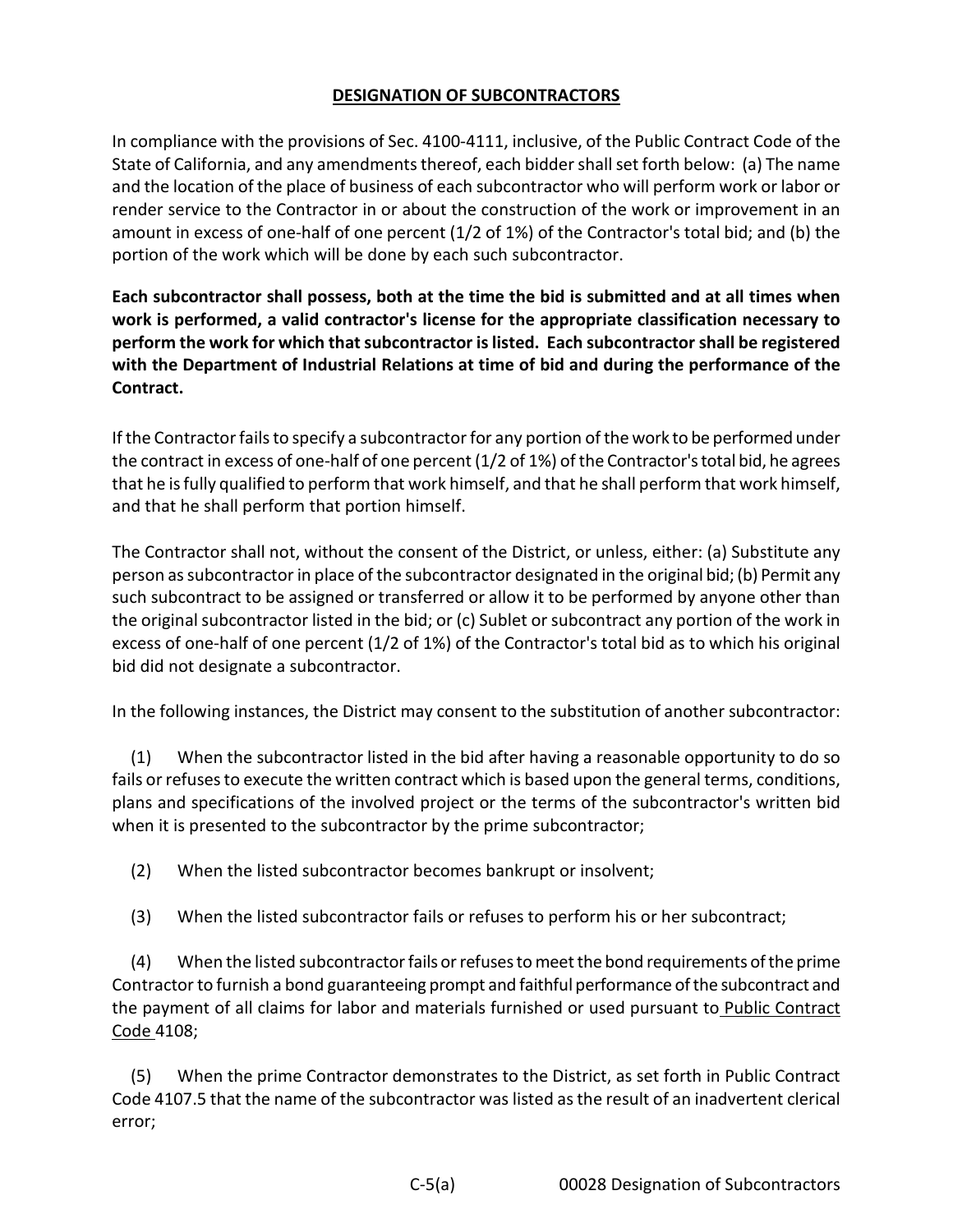## DESIGNATION OF SUBCONTRACTORS

In compliance with the provisions of Sec. 4100-4111, inclusive, of the Public Contract Code of the State of California, and any amendments thereof, each bidder shall set forth below: (a) The name and the location of the place of business of each subcontractor who will perform work or labor or render service to the Contractor in or about the construction of the work or improvement in an amount in excess of one-half of one percent (1/2 of 1%) of the Contractor's total bid; and (b) the portion of the work which will be done by each such subcontractor.

**Each subcontractor shall possess, both at the time the bid is submitted and at all times when work is performed, a valid contractor's license for the appropriate classification necessary to perform the work for which that subcontractor is listed. Each subcontractor shall be registered with the Department of Industrial Relations at time of bid and during the performance of the Contract.**

If the Contractor fails to specify a subcontractor for any portion of the work to be performed under the contract in excess of one-half of one percent (1/2 of 1%) of the Contractor's total bid, he agrees that he is fully qualified to perform that work himself, and that he shall perform that work himself, and that he shall perform that portion himself.

The Contractor shall not, without the consent of the District, or unless, either: (a) Substitute any person as subcontractor in place of the subcontractor designated in the original bid; (b) Permit any such subcontract to be assigned or transferred or allow it to be performed by anyone other than the original subcontractor listed in the bid; or (c) Sublet or subcontract any portion of the work in excess of one-half of one percent (1/2 of 1%) of the Contractor's total bid as to which his original bid did not designate a subcontractor.

In the following instances, the District may consent to the substitution of another subcontractor:

(1) When the subcontractor listed in the bid after having a reasonable opportunity to do so fails or refuses to execute the written contract which is based upon the general terms, conditions, plans and specifications of the involved project or the terms of the subcontractor's written bid when it is presented to the subcontractor by the prime subcontractor;

(2) When the listed subcontractor becomes bankrupt or insolvent;

(3) When the listed subcontractor fails or refuses to perform his or her subcontract;

(4) When the listed subcontractor fails or refuses to meet the bond requirements of the prime Contractor to furnish a bond guaranteeing prompt and faithful performance of the subcontract and the payment of all claims for labor and materials furnished or used pursuant to Public Contract Code 4108;

(5) When the prime Contractor demonstrates to the District, as set forth in Public Contract Code 4107.5 that the name of the subcontractor was listed as the result of an inadvertent clerical error;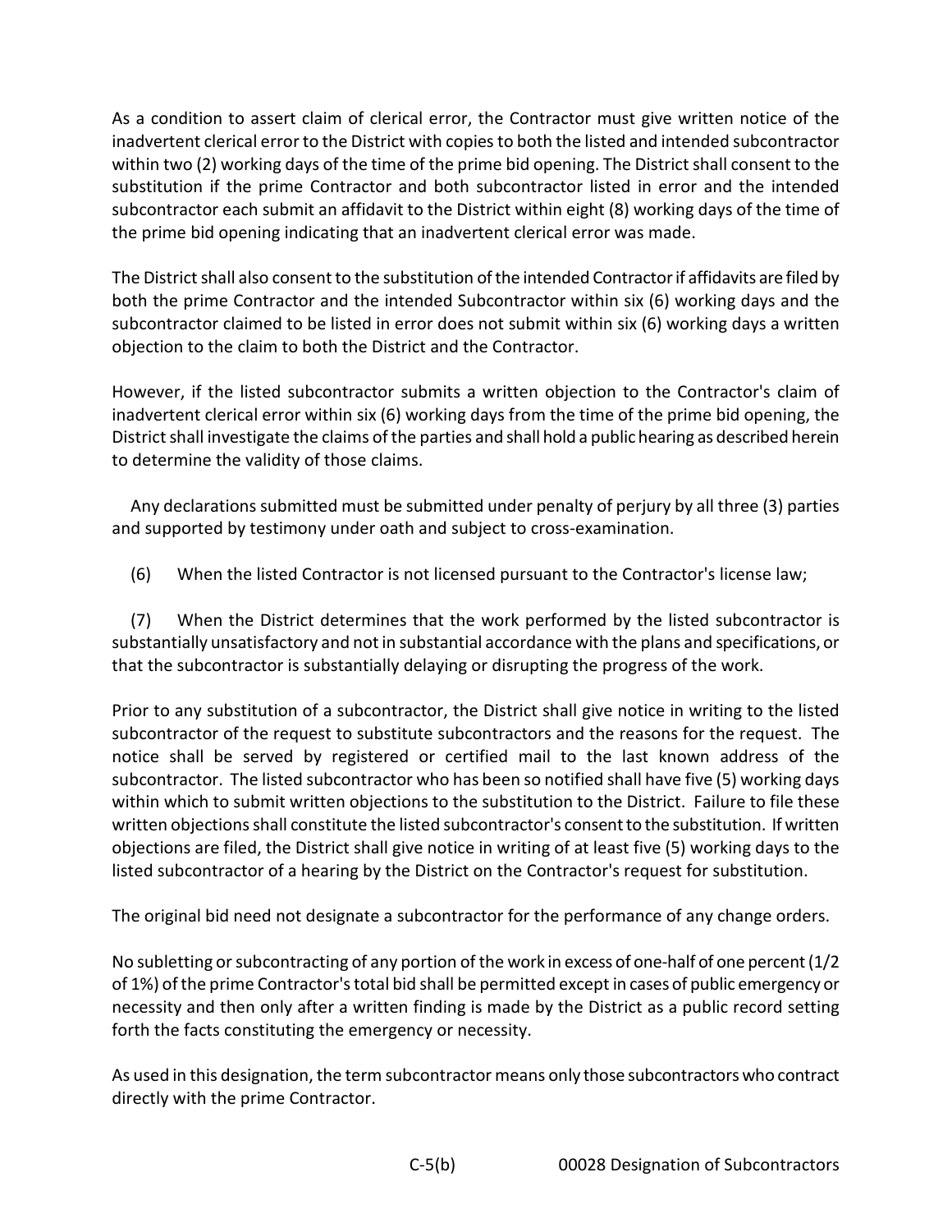As a condition to assert claim of clerical error, the Contractor must give written notice of the inadvertent clerical error to the District with copies to both the listed and intended subcontractor within two (2) working days of the time of the prime bid opening. The District shall consent to the substitution if the prime Contractor and both subcontractor listed in error and the intended subcontractor each submit an affidavit to the District within eight (8) working days of the time of the prime bid opening indicating that an inadvertent clerical error was made.

The District shall also consent to the substitution of the intended Contractor if affidavits are filed by both the prime Contractor and the intended Subcontractor within six (6) working days and the subcontractor claimed to be listed in error does not submit within six (6) working days a written objection to the claim to both the District and the Contractor.

However, if the listed subcontractor submits a written objection to the Contractor's claim of inadvertent clerical error within six (6) working days from the time of the prime bid opening, the District shall investigate the claims of the parties and shall hold a public hearing as described herein to determine the validity of those claims.

Any declarations submitted must be submitted under penalty of perjury by all three (3) parties and supported by testimony under oath and subject to cross-examination.

(6) When the listed Contractor is not licensed pursuant to the Contractor's license law;

(7) When the District determines that the work performed by the listed subcontractor is substantially unsatisfactory and not in substantial accordance with the plans and specifications, or that the subcontractor is substantially delaying or disrupting the progress of the work.

Prior to any substitution of a subcontractor, the District shall give notice in writing to the listed subcontractor of the request to substitute subcontractors and the reasons for the request. The notice shall be served by registered or certified mail to the last known address of the subcontractor. The listed subcontractor who has been so notified shall have five (5) working days within which to submit written objections to the substitution to the District. Failure to file these written objections shall constitute the listed subcontractor's consent to the substitution. If written objections are filed, the District shall give notice in writing of at least five (5) working days to the listed subcontractor of a hearing by the District on the Contractor's request for substitution.

The original bid need not designate a subcontractor for the performance of any change orders.

No subletting or subcontracting of any portion of the work in excess of one-half of one percent (1/2 of 1%) of the prime Contractor's total bid shall be permitted except in cases of public emergency or necessity and then only after a written finding is made by the District as a public record setting forth the facts constituting the emergency or necessity.

As used in this designation, the term subcontractor means only those subcontractors who contract directly with the prime Contractor.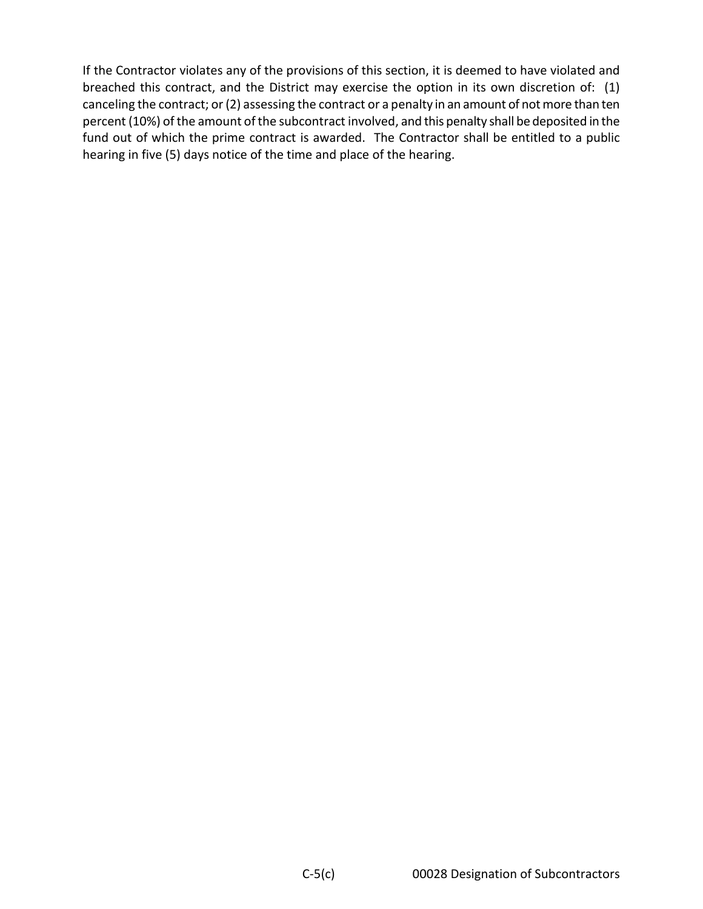If the Contractor violates any of the provisions of this section, it is deemed to have violated and breached this contract, and the District may exercise the option in its own discretion of: (1) canceling the contract; or (2) assessing the contract or a penalty in an amount of not more than ten percent (10%) of the amount of the subcontract involved, and this penalty shall be deposited in the fund out of which the prime contract is awarded. The Contractor shall be entitled to a public hearing in five (5) days notice of the time and place of the hearing.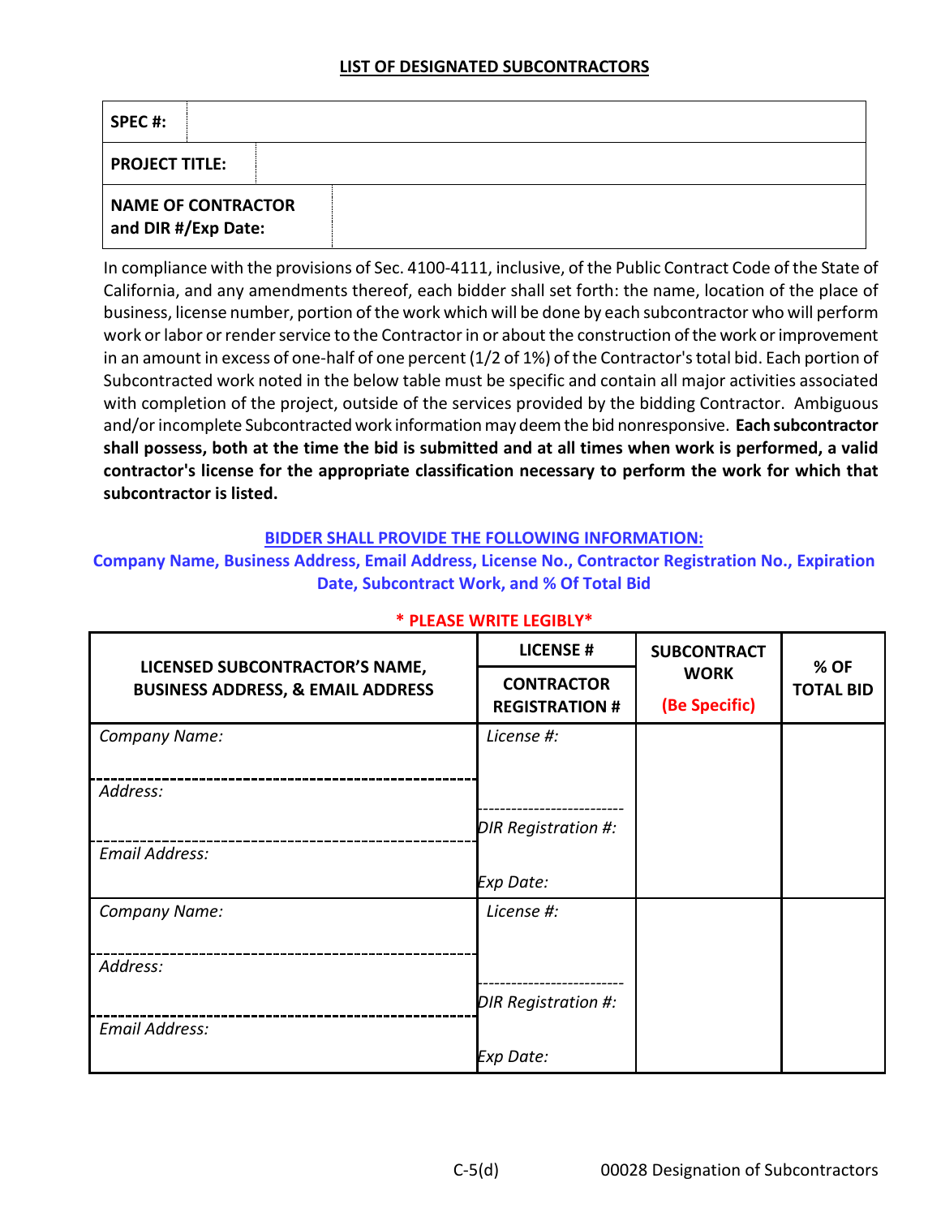## LIST OF DESIGNATED SUBCONTRACTORS

| SPEC #: | |
|---|---|
| **PROJECT TITLE:** | |
| **NAME OF CONTRACTOR and DIR #/Exp Date:** | |

In compliance with the provisions of Sec. 4100-4111, inclusive, of the Public Contract Code of the State of California, and any amendments thereof, each bidder shall set forth: the name, location of the place of business, license number, portion of the work which will be done by each subcontractor who will perform work or labor or render service to the Contractor in or about the construction of the work or improvement in an amount in excess of one-half of one percent (1/2 of 1%) of the Contractor's total bid. Each portion of Subcontracted work noted in the below table must be specific and contain all major activities associated with completion of the project, outside of the services provided by the bidding Contractor. Ambiguous and/or incomplete Subcontracted work information may deem the bid nonresponsive. **Each subcontractor shall possess, both at the time the bid is submitted and at all times when work is performed, a valid contractor's license for the appropriate classification necessary to perform the work for which that subcontractor is listed.**

**BIDDER SHALL PROVIDE THE FOLLOWING INFORMATION:**

**Company Name, Business Address, Email Address, License No., Contractor Registration No., Expiration Date, Subcontract Work, and % Of Total Bid**

**\* PLEASE WRITE LEGIBLY\***

| LICENSED SUBCONTRACTOR'S NAME, BUSINESS ADDRESS, & EMAIL ADDRESS | LICENSE # / CONTRACTOR REGISTRATION # | SUBCONTRACT WORK (Be Specific) | % OF TOTAL BID |
|---|---|---|---|
| *Company Name:* | *License #:* | | |
| *Address:* | *DIR Registration #:* | | |
| *Email Address:* | *Exp Date:* | | |
| *Company Name:* | *License #:* | | |
| *Address:* | *DIR Registration #:* | | |
| *Email Address:* | *Exp Date:* | | |

C-5(d) 00028 Designation of Subcontractors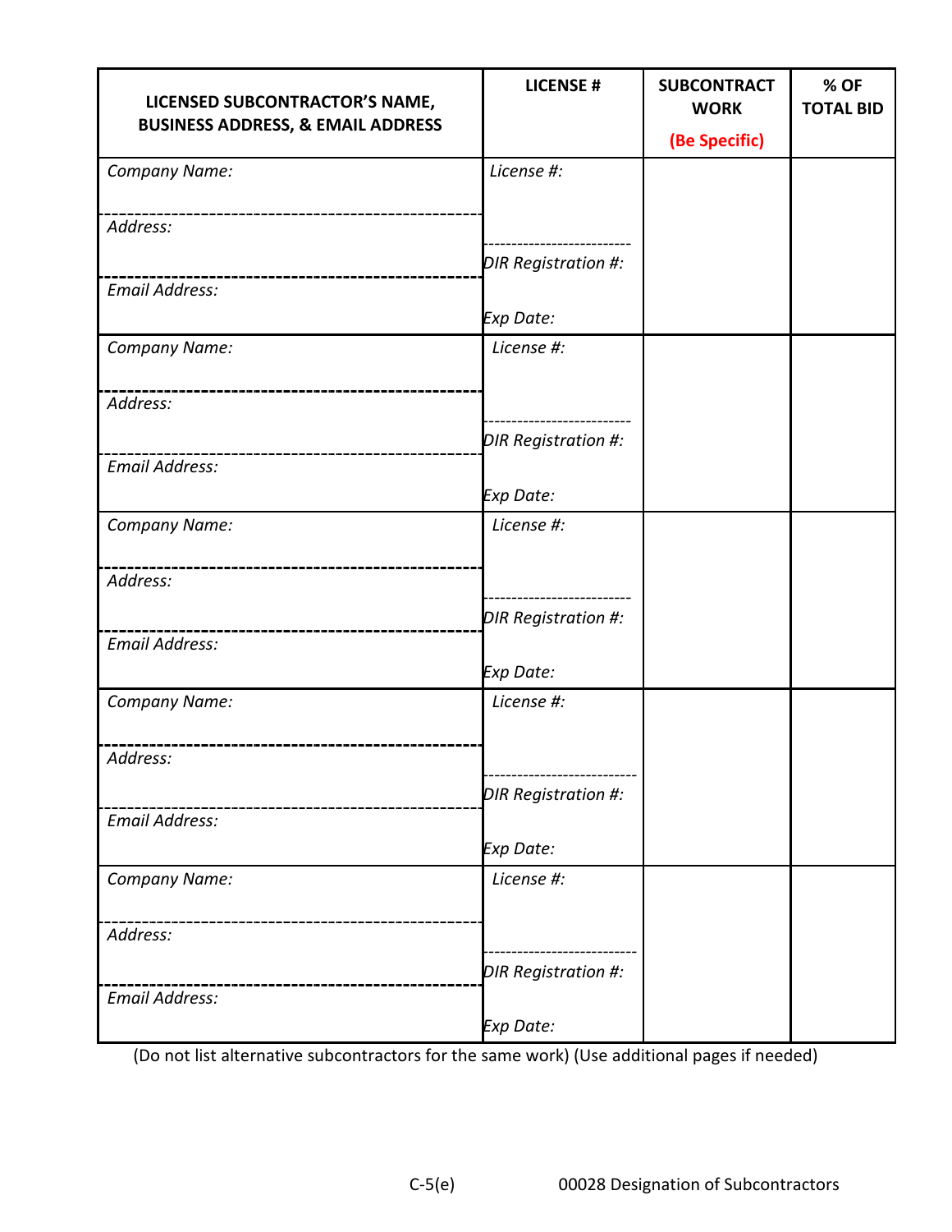| LICENSED SUBCONTRACTOR'S NAME, BUSINESS ADDRESS, & EMAIL ADDRESS | LICENSE # | SUBCONTRACT WORK (Be Specific) | % OF TOTAL BID |
|---|---|---|---|
| *Company Name:* <br> *Address:* <br> *Email Address:* | *License #:* <br> *DIR Registration #:* <br> *Exp Date:* | | |
| *Company Name:* <br> *Address:* <br> *Email Address:* | *License #:* <br> *DIR Registration #:* <br> *Exp Date:* | | |
| *Company Name:* <br> *Address:* <br> *Email Address:* | *License #:* <br> *DIR Registration #:* <br> *Exp Date:* | | |
| *Company Name:* <br> *Address:* <br> *Email Address:* | *License #:* <br> *DIR Registration #:* <br> *Exp Date:* | | |
| *Company Name:* <br> *Address:* <br> *Email Address:* | *License #:* <br> *DIR Registration #:* <br> *Exp Date:* | | |

(Do not list alternative subcontractors for the same work) (Use additional pages if needed)